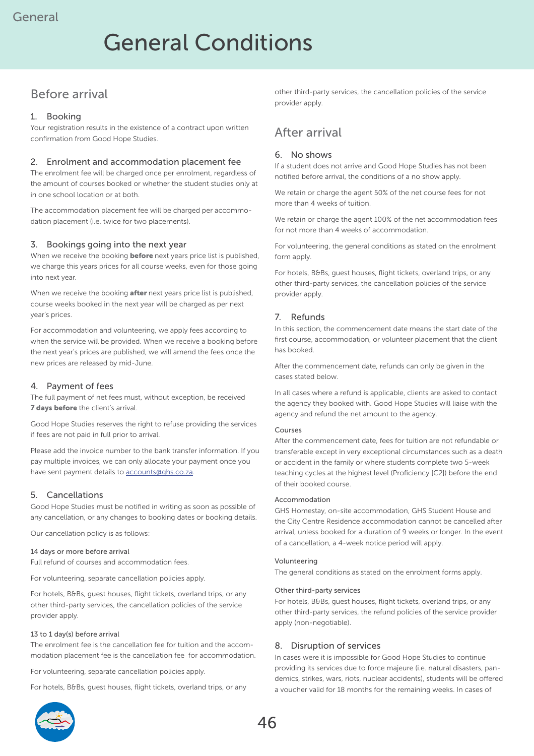# General Conditions

## Before arrival

### 1. Booking

Your registration results in the existence of a contract upon written confirmation from Good Hope Studies.

### 2. Enrolment and accommodation placement fee

The enrolment fee will be charged once per enrolment, regardless of the amount of courses booked or whether the student studies only at in one school location or at both.

The accommodation placement fee will be charged per accommodation placement (i.e. twice for two placements).

### 3. Bookings going into the next year

When we receive the booking **before** next years price list is published, we charge this years prices for all course weeks, even for those going into next year.

When we receive the booking **after** next years price list is published, course weeks booked in the next year will be charged as per next year's prices.

For accommodation and volunteering, we apply fees according to when the service will be provided. When we receive a booking before the next year's prices are published, we will amend the fees once the new prices are released by mid-June.

### 4. Payment of fees

The full payment of net fees must, without exception, be received **7 days before** the client's arrival.

Good Hope Studies reserves the right to refuse providing the services if fees are not paid in full prior to arrival.

Please add the invoice number to the bank transfer information. If you pay multiple invoices, we can only allocate your payment once you have sent payment details to accounts@ghs.co.za.

### 5. Cancellations

Good Hope Studies must be notified in writing as soon as possible of any cancellation, or any changes to booking dates or booking details.

Our cancellation policy is as follows:

#### 14 days or more before arrival

Full refund of courses and accommodation fees.

For volunteering, separate cancellation policies apply.

For hotels, B&Bs, guest houses, flight tickets, overland trips, or any other third-party services, the cancellation policies of the service provider apply.

#### 13 to 1 day(s) before arrival

The enrolment fee is the cancellation fee for tuition and the accommodation placement fee is the cancellation fee for accommodation.

For volunteering, separate cancellation policies apply.

For hotels, B&Bs, guest houses, flight tickets, overland trips, or any other third-party services, the cancellation policies of the service provider apply.

## After arrival

### 6. No shows

If a student does not arrive and Good Hope Studies has not been notified before arrival, the conditions of a no show apply.

We retain or charge the agent 50% of the net course fees for not more than 4 weeks of tuition.

We retain or charge the agent 100% of the net accommodation fees for not more than 4 weeks of accommodation.

For volunteering, the general conditions as stated on the enrolment form apply.

For hotels, B&Bs, guest houses, flight tickets, overland trips, or any other third-party services, the cancellation policies of the service provider apply.

### 7. Refunds

In this section, the commencement date means the start date of the first course, accommodation, or volunteer placement that the client has booked.

After the commencement date, refunds can only be given in the cases stated below.

In all cases where a refund is applicable, clients are asked to contact the agency they booked with. Good Hope Studies will liaise with the agency and refund the net amount to the agency.

#### Courses

After the commencement date, fees for tuition are not refundable or transferable except in very exceptional circumstances such as a death or accident in the family or where students complete two 5-week teaching cycles at the highest level (Proficiency [C2]) before the end of their booked course.

#### Accommodation

GHS Homestay, on-site accommodation, GHS Student House and the City Centre Residence accommodation cannot be cancelled after arrival, unless booked for a duration of 9 weeks or longer. In the event of a cancellation, a 4-week notice period will apply.

#### Volunteering

The general conditions as stated on the enrolment forms apply.

#### Other third-party services

For hotels, B&Bs, guest houses, flight tickets, overland trips, or any other third-party services, the refund policies of the service provider apply (non-negotiable).

### 8. Disruption of services

In cases were it is impossible for Good Hope Studies to continue providing its services due to force majeure (i.e. natural disasters, pandemics, strikes, wars, riots, nuclear accidents), students will be offered a voucher valid for 18 months for the remaining weeks. In cases of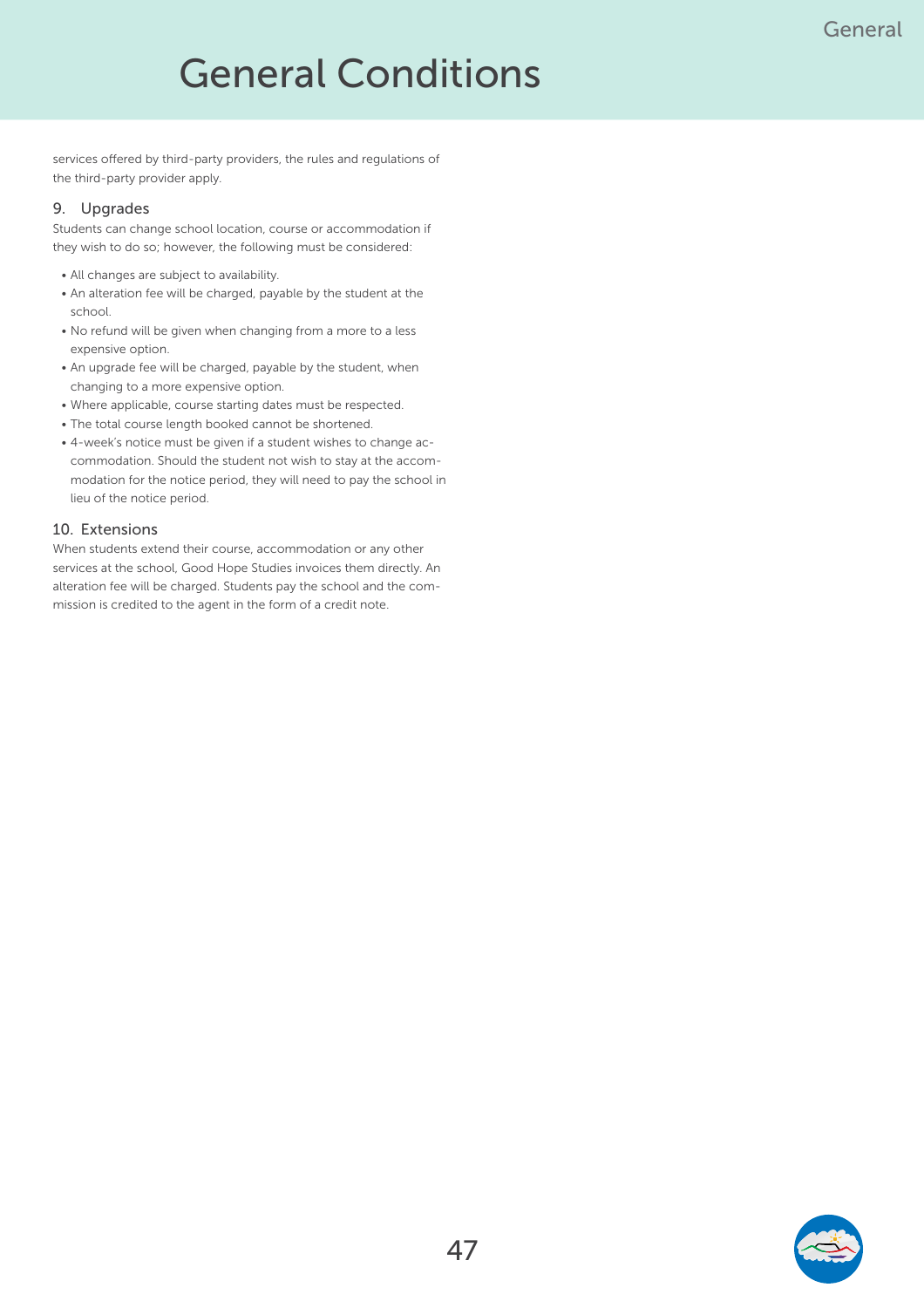# General Conditions

services offered by third-party providers, the rules and regulations of the third-party provider apply.

## 9. Upgrades

Students can change school location, course or accommodation if they wish to do so; however, the following must be considered:

- All changes are subject to availability.
- An alteration fee will be charged, payable by the student at the school.
- No refund will be given when changing from a more to a less expensive option.
- An upgrade fee will be charged, payable by the student, when changing to a more expensive option.
- Where applicable, course starting dates must be respected.
- The total course length booked cannot be shortened.
- 4-week's notice must be given if a student wishes to change accommodation. Should the student not wish to stay at the accommodation for the notice period, they will need to pay the school in lieu of the notice period.

## 10. Extensions

When students extend their course, accommodation or any other services at the school, Good Hope Studies invoices them directly. An alteration fee will be charged. Students pay the school and the commission is credited to the agent in the form of a credit note.